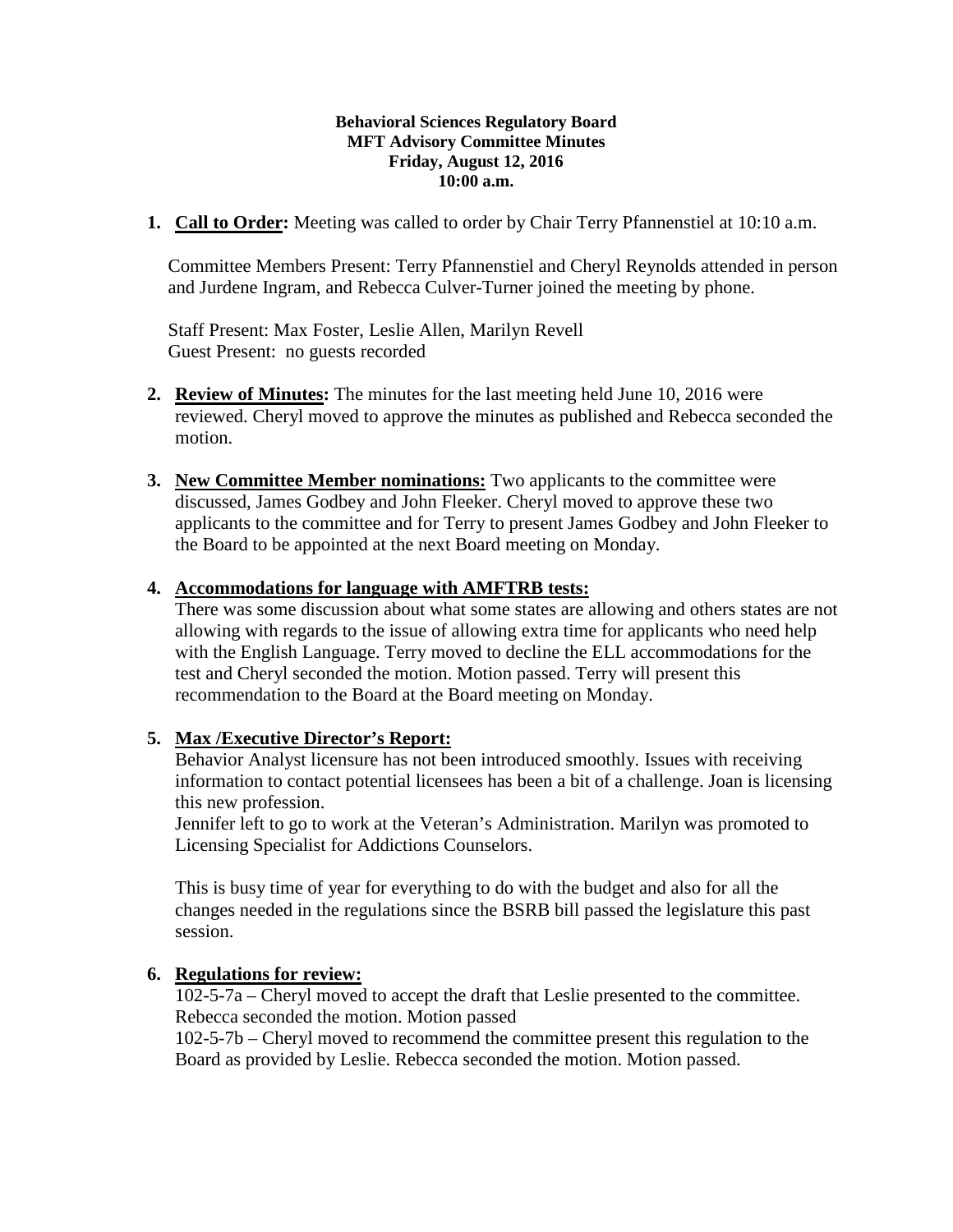**Behavioral Sciences Regulatory Board**
**MFT Advisory Committee Minutes**
**Friday, August 12, 2016**
**10:00 a.m.**

1. **Call to Order:** Meeting was called to order by Chair Terry Pfannenstiel at 10:10 a.m.

   Committee Members Present: Terry Pfannenstiel and Cheryl Reynolds attended in person and Jurdene Ingram, and Rebecca Culver-Turner joined the meeting by phone.

   Staff Present: Max Foster, Leslie Allen, Marilyn Revell
   Guest Present: no guests recorded

2. **Review of Minutes:** The minutes for the last meeting held June 10, 2016 were reviewed. Cheryl moved to approve the minutes as published and Rebecca seconded the motion.

3. **New Committee Member nominations:** Two applicants to the committee were discussed, James Godbey and John Fleeker. Cheryl moved to approve these two applicants to the committee and for Terry to present James Godbey and John Fleeker to the Board to be appointed at the next Board meeting on Monday.

4. **Accommodations for language with AMFTRB tests:**
   There was some discussion about what some states are allowing and others states are not allowing with regards to the issue of allowing extra time for applicants who need help with the English Language. Terry moved to decline the ELL accommodations for the test and Cheryl seconded the motion. Motion passed. Terry will present this recommendation to the Board at the Board meeting on Monday.

5. **Max /Executive Director's Report:**
   Behavior Analyst licensure has not been introduced smoothly. Issues with receiving information to contact potential licensees has been a bit of a challenge. Joan is licensing this new profession.
   Jennifer left to go to work at the Veteran's Administration. Marilyn was promoted to Licensing Specialist for Addictions Counselors.

   This is busy time of year for everything to do with the budget and also for all the changes needed in the regulations since the BSRB bill passed the legislature this past session.

6. **Regulations for review:**
   102-5-7a – Cheryl moved to accept the draft that Leslie presented to the committee. Rebecca seconded the motion. Motion passed
   102-5-7b – Cheryl moved to recommend the committee present this regulation to the Board as provided by Leslie. Rebecca seconded the motion. Motion passed.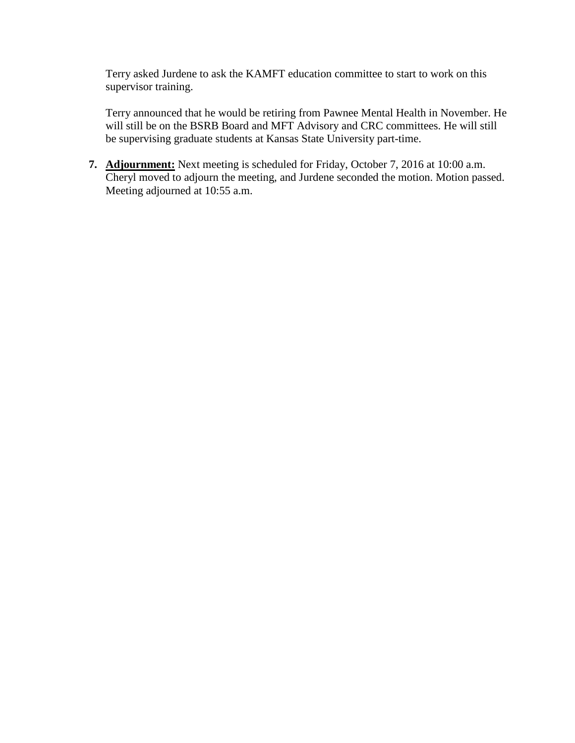Terry asked Jurdene to ask the KAMFT education committee to start to work on this supervisor training.

Terry announced that he would be retiring from Pawnee Mental Health in November. He will still be on the BSRB Board and MFT Advisory and CRC committees. He will still be supervising graduate students at Kansas State University part-time.

7. **Adjournment:** Next meeting is scheduled for Friday, October 7, 2016 at 10:00 a.m. Cheryl moved to adjourn the meeting, and Jurdene seconded the motion. Motion passed. Meeting adjourned at 10:55 a.m.